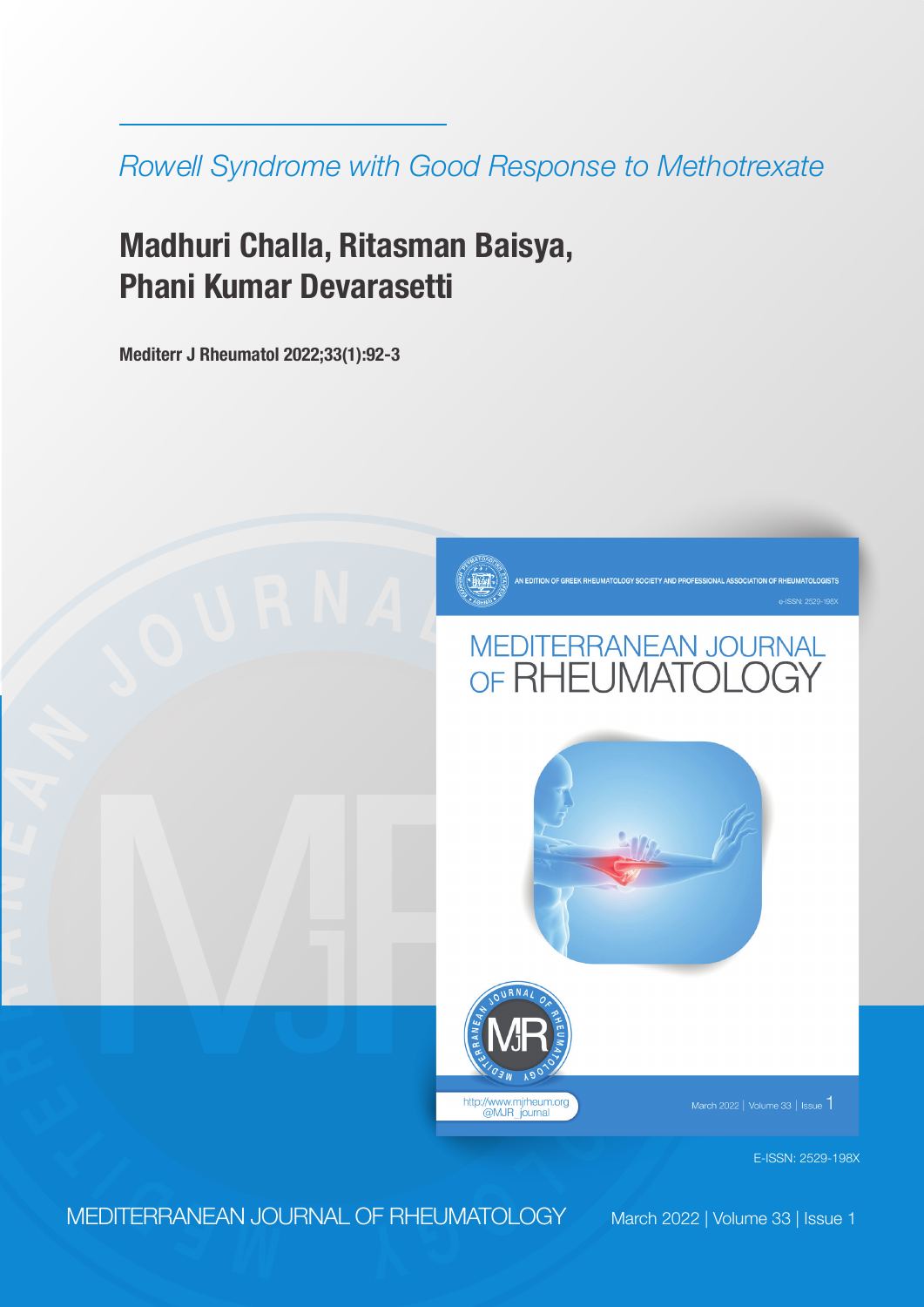*Rowell Syndrome with Good Response to Methotrexate*

# Madhuri Challa, Ritasman Baisya, Phani Kumar Devarasetti

**Mediterr J Rheumatol 2022;33(1):92-3**

E-ISSN: 2529-198X

MEDITERRANEAN JOURNAL OF RHEUMATOLOGY

March 2022 | Volume 33 | Issue 1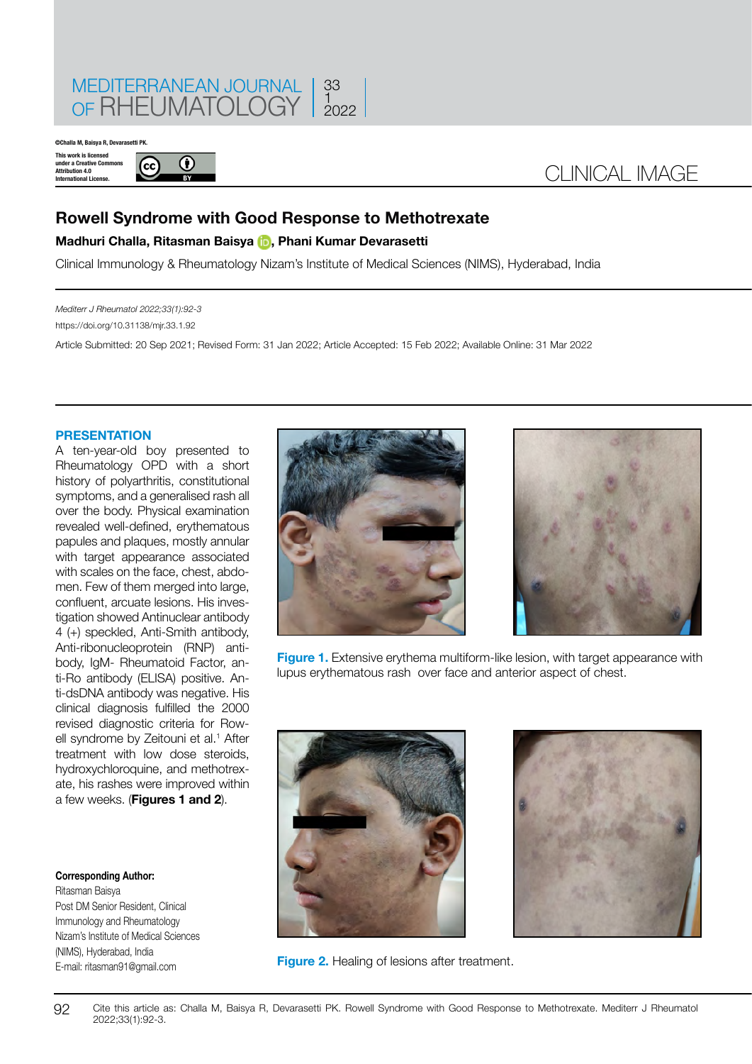©Challa M, Baisya R, Devarasetti PK.

This work is licensed under a Creative Commons Attribution 4.0 International License.

CLINICAL IMAGE

# Rowell Syndrome with Good Response to Methotrexate

**Madhuri Challa, Ritasman Baisya, Phani Kumar Devarasetti**

Clinical Immunology & Rheumatology Nizam's Institute of Medical Sciences (NIMS), Hyderabad, India

*Mediterr J Rheumatol 2022;33(1):92-3*

https://doi.org/10.31138/mjr.33.1.92

Article Submitted: 20 Sep 2021; Revised Form: 31 Jan 2022; Article Accepted: 15 Feb 2022; Available Online: 31 Mar 2022

## PRESENTATION

A ten-year-old boy presented to Rheumatology OPD with a short history of polyarthritis, constitutional symptoms, and a generalised rash all over the body. Physical examination revealed well-defined, erythematous papules and plaques, mostly annular with target appearance associated with scales on the face, chest, abdomen. Few of them merged into large, confluent, arcuate lesions. His investigation showed Antinuclear antibody 4 (+) speckled, Anti-Smith antibody, Anti-ribonucleoprotein (RNP) antibody, IgM- Rheumatoid Factor, anti-Ro antibody (ELISA) positive. Anti-dsDNA antibody was negative. His clinical diagnosis fulfilled the 2000 revised diagnostic criteria for Rowell syndrome by Zeitouni et al.[1] After treatment with low dose steroids, hydroxychloroquine, and methotrexate, his rashes were improved within a few weeks. (**Figures 1 and 2**).

**Figure 1.** Extensive erythema multiform-like lesion, with target appearance with lupus erythematous rash over face and anterior aspect of chest.

**Figure 2.** Healing of lesions after treatment.

**Corresponding Author:**
Ritasman Baisya
Post DM Senior Resident, Clinical Immunology and Rheumatology
Nizam's Institute of Medical Sciences (NIMS), Hyderabad, India
E-mail: ritasman91@gmail.com

Cite this article as: Challa M, Baisya R, Devarasetti PK. Rowell Syndrome with Good Response to Methotrexate. Mediterr J Rheumatol 2022;33(1):92-3.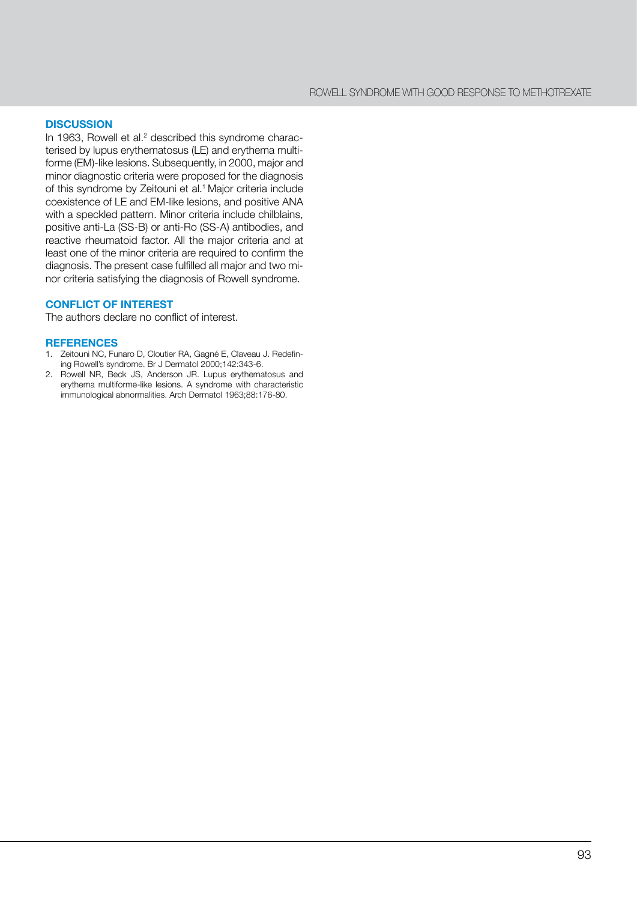## DISCUSSION

In 1963, Rowell et al.[2] described this syndrome characterised by lupus erythematosus (LE) and erythema multiforme (EM)-like lesions. Subsequently, in 2000, major and minor diagnostic criteria were proposed for the diagnosis of this syndrome by Zeitouni et al.[1] Major criteria include coexistence of LE and EM-like lesions, and positive ANA with a speckled pattern. Minor criteria include chilblains, positive anti-La (SS-B) or anti-Ro (SS-A) antibodies, and reactive rheumatoid factor. All the major criteria and at least one of the minor criteria are required to confirm the diagnosis. The present case fulfilled all major and two minor criteria satisfying the diagnosis of Rowell syndrome.

## CONFLICT OF INTEREST

The authors declare no conflict of interest.

## REFERENCES

1. Zeitouni NC, Funaro D, Cloutier RA, Gagné E, Claveau J. Redefining Rowell's syndrome. Br J Dermatol 2000;142:343-6.
2. Rowell NR, Beck JS, Anderson JR. Lupus erythematosus and erythema multiforme-like lesions. A syndrome with characteristic immunological abnormalities. Arch Dermatol 1963;88:176-80.